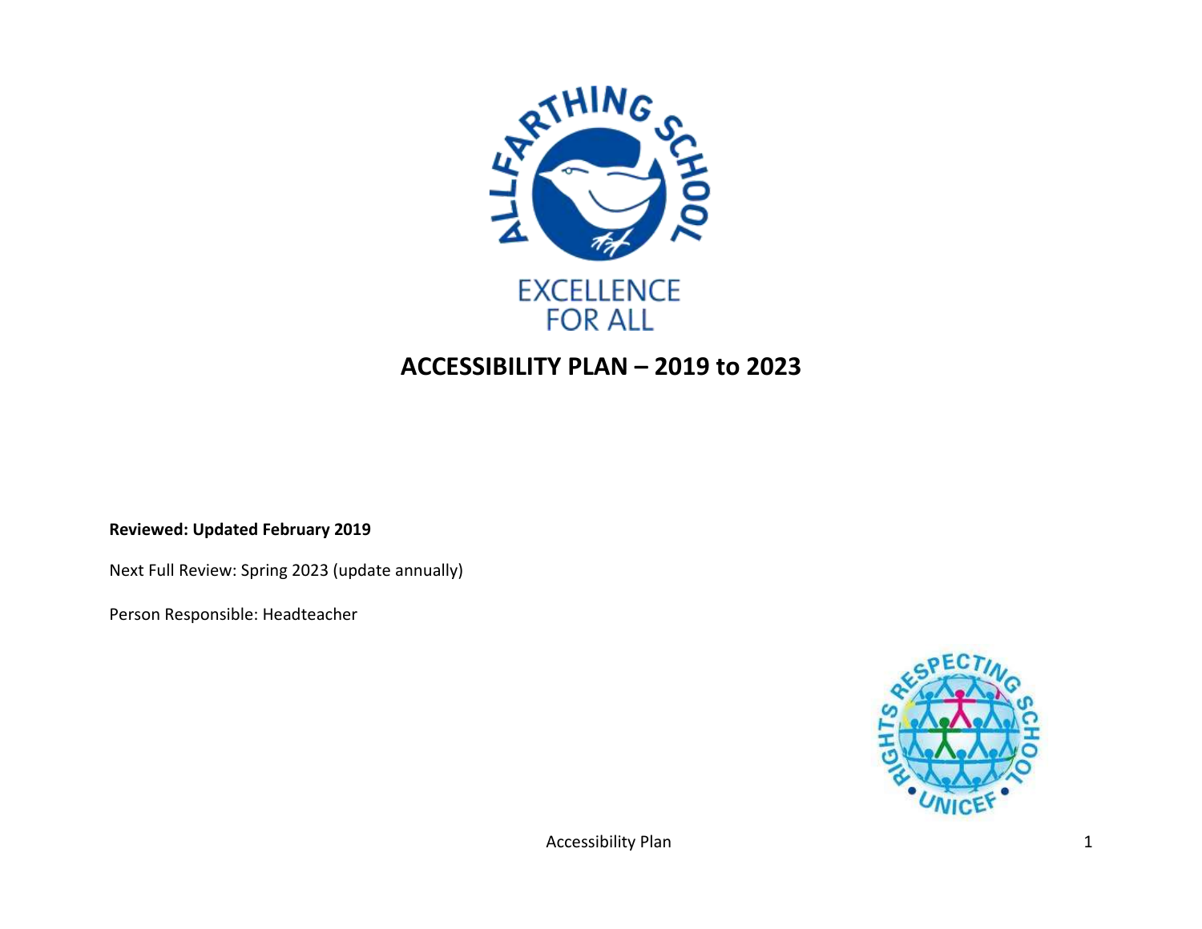ALLFARTHING SCHOOL

EXCELLENCE FOR ALL

# ACCESSIBILITY PLAN – 2019 to 2023

**Reviewed: Updated February 2019**

Next Full Review: Spring 2023 (update annually)

Person Responsible: Headteacher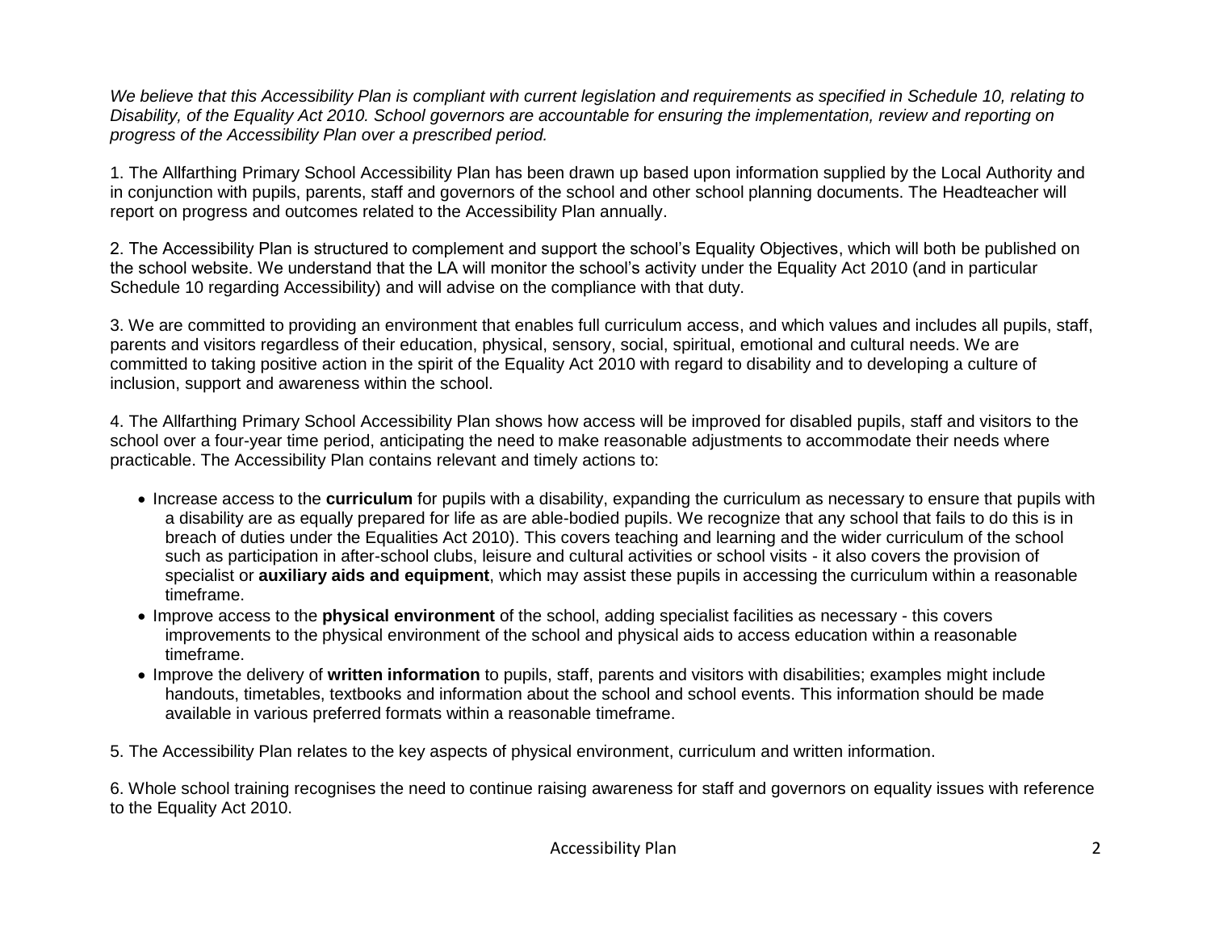*We believe that this Accessibility Plan is compliant with current legislation and requirements as specified in Schedule 10, relating to Disability, of the Equality Act 2010. School governors are accountable for ensuring the implementation, review and reporting on progress of the Accessibility Plan over a prescribed period.*

1. The Allfarthing Primary School Accessibility Plan has been drawn up based upon information supplied by the Local Authority and in conjunction with pupils, parents, staff and governors of the school and other school planning documents. The Headteacher will report on progress and outcomes related to the Accessibility Plan annually.

2. The Accessibility Plan is structured to complement and support the school's Equality Objectives, which will both be published on the school website. We understand that the LA will monitor the school's activity under the Equality Act 2010 (and in particular Schedule 10 regarding Accessibility) and will advise on the compliance with that duty.

3. We are committed to providing an environment that enables full curriculum access, and which values and includes all pupils, staff, parents and visitors regardless of their education, physical, sensory, social, spiritual, emotional and cultural needs. We are committed to taking positive action in the spirit of the Equality Act 2010 with regard to disability and to developing a culture of inclusion, support and awareness within the school.

4. The Allfarthing Primary School Accessibility Plan shows how access will be improved for disabled pupils, staff and visitors to the school over a four-year time period, anticipating the need to make reasonable adjustments to accommodate their needs where practicable. The Accessibility Plan contains relevant and timely actions to:

- Increase access to the **curriculum** for pupils with a disability, expanding the curriculum as necessary to ensure that pupils with a disability are as equally prepared for life as are able-bodied pupils. We recognize that any school that fails to do this is in breach of duties under the Equalities Act 2010). This covers teaching and learning and the wider curriculum of the school such as participation in after-school clubs, leisure and cultural activities or school visits - it also covers the provision of specialist or **auxiliary aids and equipment**, which may assist these pupils in accessing the curriculum within a reasonable timeframe.
- Improve access to the **physical environment** of the school, adding specialist facilities as necessary - this covers improvements to the physical environment of the school and physical aids to access education within a reasonable timeframe.
- Improve the delivery of **written information** to pupils, staff, parents and visitors with disabilities; examples might include handouts, timetables, textbooks and information about the school and school events. This information should be made available in various preferred formats within a reasonable timeframe.

5. The Accessibility Plan relates to the key aspects of physical environment, curriculum and written information.

6. Whole school training recognises the need to continue raising awareness for staff and governors on equality issues with reference to the Equality Act 2010.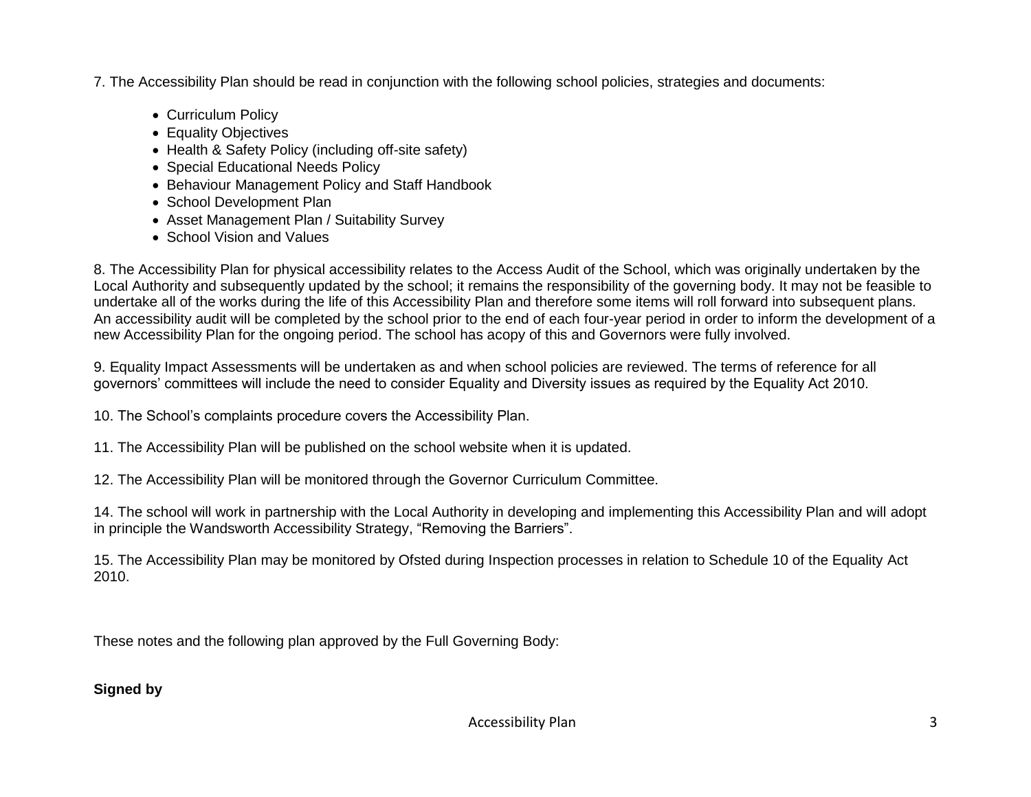7. The Accessibility Plan should be read in conjunction with the following school policies, strategies and documents:

- Curriculum Policy
- Equality Objectives
- Health & Safety Policy (including off-site safety)
- Special Educational Needs Policy
- Behaviour Management Policy and Staff Handbook
- School Development Plan
- Asset Management Plan / Suitability Survey
- School Vision and Values

8. The Accessibility Plan for physical accessibility relates to the Access Audit of the School, which was originally undertaken by the Local Authority and subsequently updated by the school; it remains the responsibility of the governing body. It may not be feasible to undertake all of the works during the life of this Accessibility Plan and therefore some items will roll forward into subsequent plans. An accessibility audit will be completed by the school prior to the end of each four-year period in order to inform the development of a new Accessibility Plan for the ongoing period. The school has acopy of this and Governors were fully involved.

9. Equality Impact Assessments will be undertaken as and when school policies are reviewed. The terms of reference for all governors' committees will include the need to consider Equality and Diversity issues as required by the Equality Act 2010.

10. The School's complaints procedure covers the Accessibility Plan.

11. The Accessibility Plan will be published on the school website when it is updated.

12. The Accessibility Plan will be monitored through the Governor Curriculum Committee.

14. The school will work in partnership with the Local Authority in developing and implementing this Accessibility Plan and will adopt in principle the Wandsworth Accessibility Strategy, "Removing the Barriers".

15. The Accessibility Plan may be monitored by Ofsted during Inspection processes in relation to Schedule 10 of the Equality Act 2010.

These notes and the following plan approved by the Full Governing Body:

**Signed by**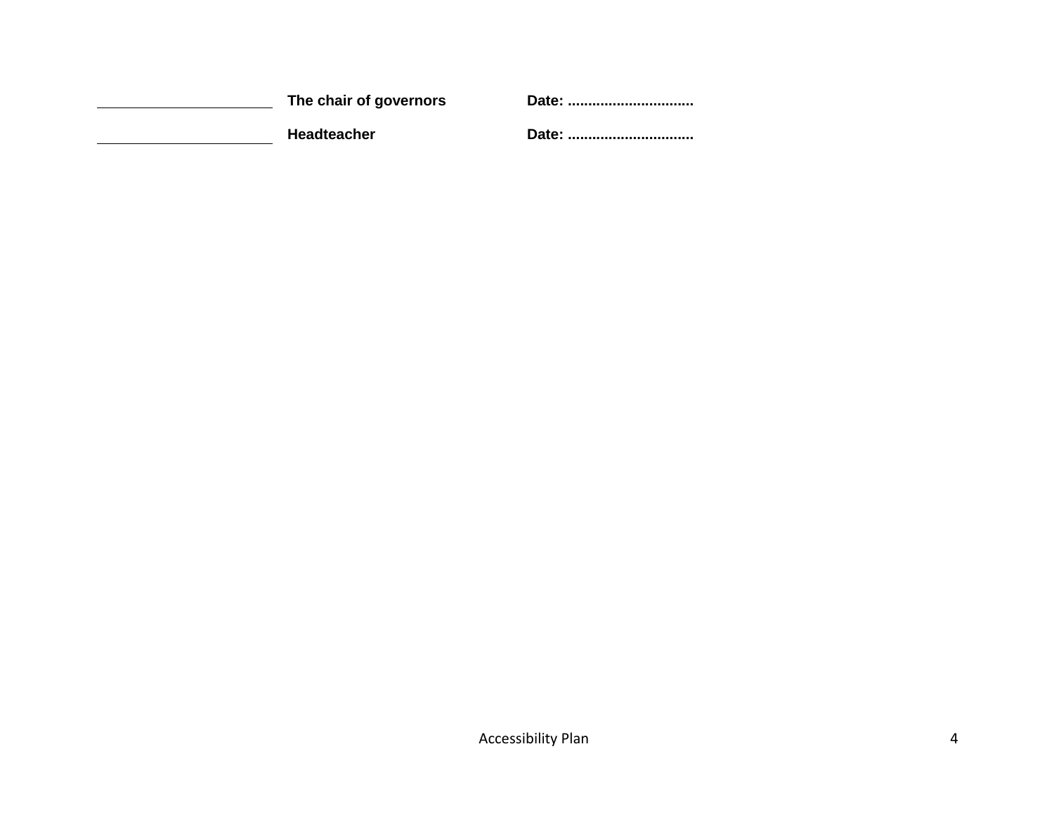| | | |
|---|---|---|
| ______________________ | **The chair of governors** | **Date: ..............................** |
| ______________________ | **Headteacher** | **Date: ..............................** |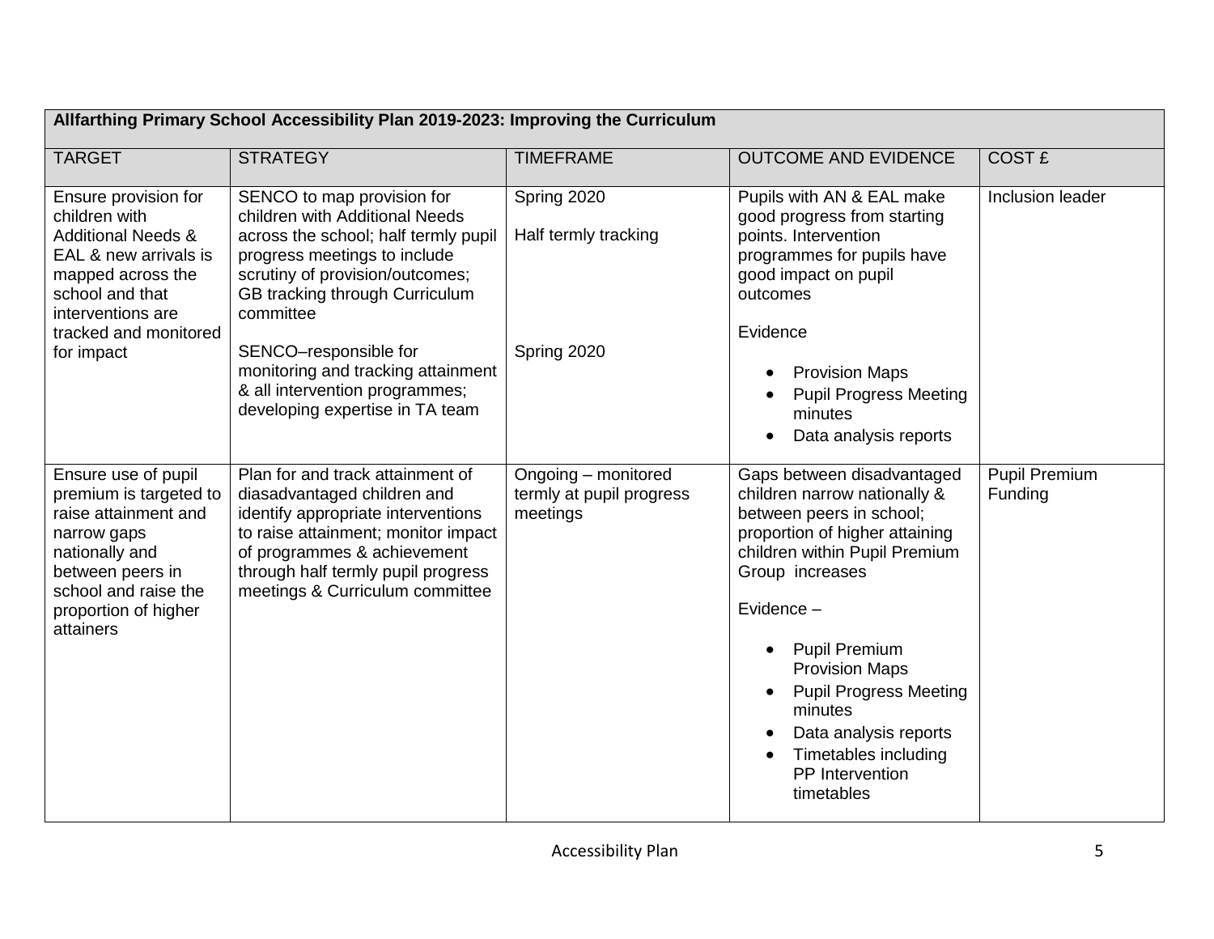| Allfarthing Primary School Accessibility Plan 2019-2023: Improving the Curriculum | | | | |
|---|---|---|---|---|
| TARGET | STRATEGY | TIMEFRAME | OUTCOME AND EVIDENCE | COST £ |
| Ensure provision for children with Additional Needs & EAL & new arrivals is mapped across the school and that interventions are tracked and monitored for impact | SENCO to map provision for children with Additional Needs across the school; half termly pupil progress meetings to include scrutiny of provision/outcomes; GB tracking through Curriculum committee<br><br>SENCO–responsible for monitoring and tracking attainment & all intervention programmes; developing expertise in TA team | Spring 2020<br><br>Half termly tracking<br><br>Spring 2020 | Pupils with AN & EAL make good progress from starting points. Intervention programmes for pupils have good impact on pupil outcomes<br><br>Evidence<br><br>• Provision Maps<br>• Pupil Progress Meeting minutes<br>• Data analysis reports | Inclusion leader |
| Ensure use of pupil premium is targeted to raise attainment and narrow gaps nationally and between peers in school and raise the proportion of higher attainers | Plan for and track attainment of diasadvantaged children and identify appropriate interventions to raise attainment; monitor impact of programmes & achievement through half termly pupil progress meetings & Curriculum committee | Ongoing – monitored termly at pupil progress meetings | Gaps between disadvantaged children narrow nationally & between peers in school; proportion of higher attaining children within Pupil Premium Group increases<br><br>Evidence –<br><br>• Pupil Premium Provision Maps<br>• Pupil Progress Meeting minutes<br>• Data analysis reports<br>• Timetables including PP Intervention timetables | Pupil Premium Funding |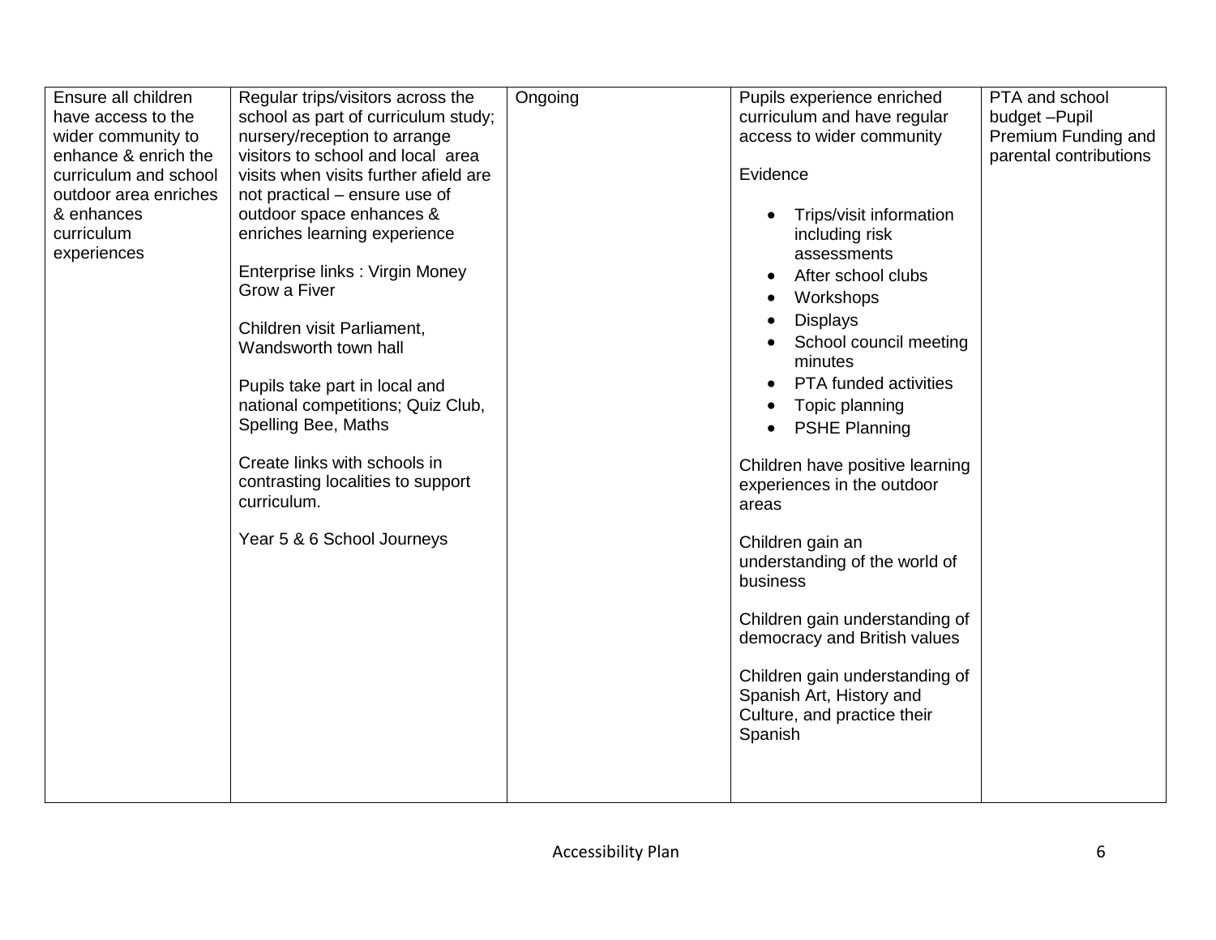| | | | | |
|---|---|---|---|---|
| Ensure all children have access to the wider community to enhance & enrich the curriculum and school outdoor area enriches & enhances curriculum experiences | Regular trips/visitors across the school as part of curriculum study; nursery/reception to arrange visitors to school and local area visits when visits further afield are not practical – ensure use of outdoor space enhances & enriches learning experience<br><br>Enterprise links : Virgin Money Grow a Fiver<br><br>Children visit Parliament, Wandsworth town hall<br><br>Pupils take part in local and national competitions; Quiz Club, Spelling Bee, Maths<br><br>Create links with schools in contrasting localities to support curriculum.<br><br>Year 5 & 6 School Journeys | Ongoing | Pupils experience enriched curriculum and have regular access to wider community<br><br>Evidence<br><br>• Trips/visit information including risk assessments<br>• After school clubs<br>• Workshops<br>• Displays<br>• School council meeting minutes<br>• PTA funded activities<br>• Topic planning<br>• PSHE Planning<br><br>Children have positive learning experiences in the outdoor areas<br><br>Children gain an understanding of the world of business<br><br>Children gain understanding of democracy and British values<br><br>Children gain understanding of Spanish Art, History and Culture, and practice their Spanish | PTA and school budget –Pupil Premium Funding and parental contributions |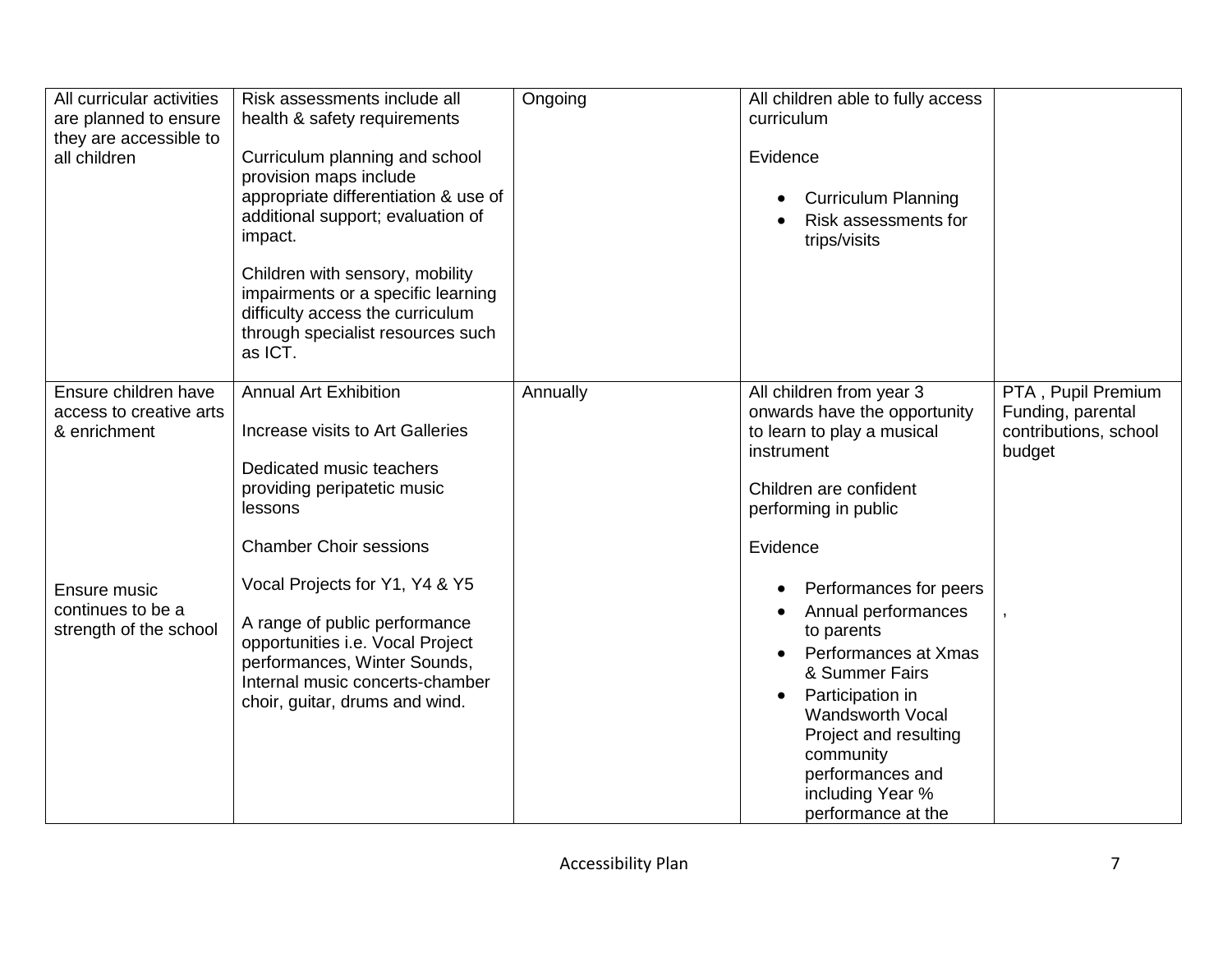| All curricular activities are planned to ensure they are accessible to all children | Risk assessments include all health & safety requirements<br><br>Curriculum planning and school provision maps include appropriate differentiation & use of additional support; evaluation of impact.<br><br>Children with sensory, mobility impairments or a specific learning difficulty access the curriculum through specialist resources such as ICT. | Ongoing | All children able to fully access curriculum<br><br>Evidence<br><br>• Curriculum Planning<br>• Risk assessments for trips/visits | |
|---|---|---|---|---|
| Ensure children have access to creative arts & enrichment<br><br>Ensure music continues to be a strength of the school | Annual Art Exhibition<br><br>Increase visits to Art Galleries<br><br>Dedicated music teachers providing peripatetic music lessons<br><br>Chamber Choir sessions<br><br>Vocal Projects for Y1, Y4 & Y5<br><br>A range of public performance opportunities i.e. Vocal Project performances, Winter Sounds, Internal music concerts-chamber choir, guitar, drums and wind. | Annually | All children from year 3 onwards have the opportunity to learn to play a musical instrument<br><br>Children are confident performing in public<br><br>Evidence<br><br>• Performances for peers<br>• Annual performances to parents<br>• Performances at Xmas & Summer Fairs<br>• Participation in Wandsworth Vocal Project and resulting community performances and including Year % performance at the | PTA , Pupil Premium Funding, parental contributions, school budget<br><br>, |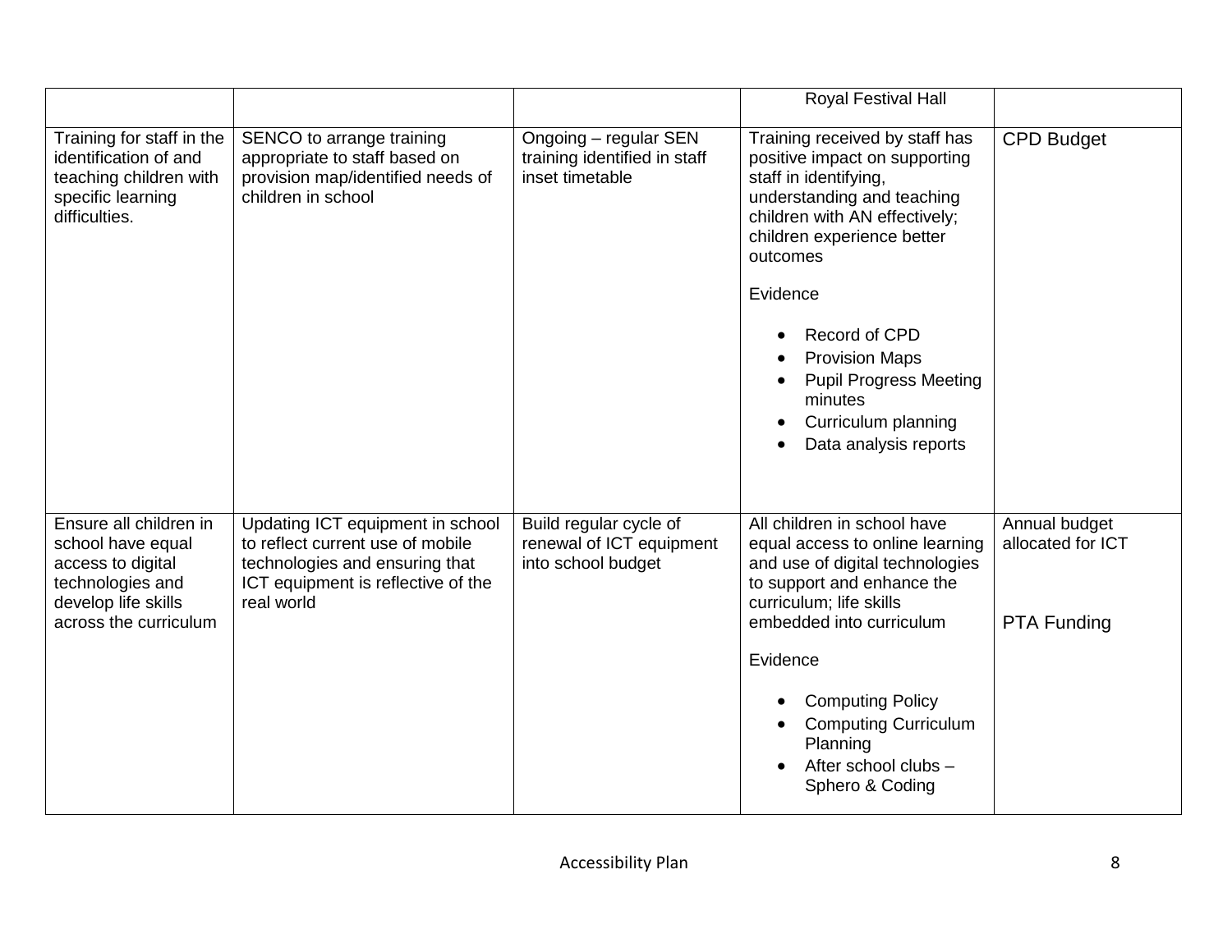| | | | | |
|---|---|---|---|---|
| | | | Royal Festival Hall | |
| Training for staff in the identification of and teaching children with specific learning difficulties. | SENCO to arrange training appropriate to staff based on provision map/identified needs of children in school | Ongoing – regular SEN training identified in staff inset timetable | Training received by staff has positive impact on supporting staff in identifying, understanding and teaching children with AN effectively; children experience better outcomes<br><br>Evidence<br><br>• Record of CPD<br>• Provision Maps<br>• Pupil Progress Meeting minutes<br>• Curriculum planning<br>• Data analysis reports | CPD Budget |
| Ensure all children in school have equal access to digital technologies and develop life skills across the curriculum | Updating ICT equipment in school to reflect current use of mobile technologies and ensuring that ICT equipment is reflective of the real world | Build regular cycle of renewal of ICT equipment into school budget | All children in school have equal access to online learning and use of digital technologies to support and enhance the curriculum; life skills embedded into curriculum<br><br>Evidence<br><br>• Computing Policy<br>• Computing Curriculum Planning<br>• After school clubs – Sphero & Coding | Annual budget allocated for ICT<br><br>PTA Funding |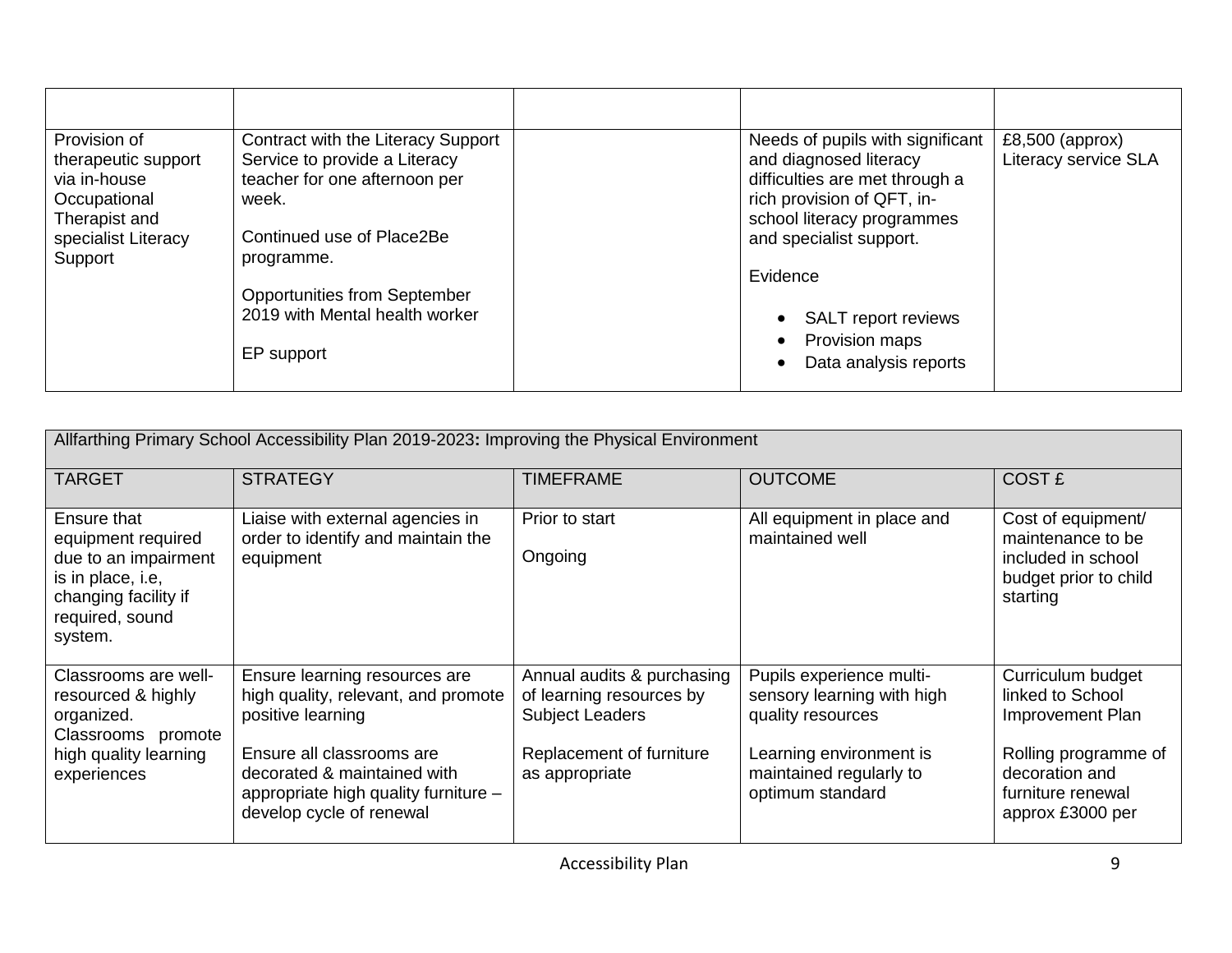| | | | | |
|---|---|---|---|---|
| Provision of therapeutic support via in-house Occupational Therapist and specialist Literacy Support | Contract with the Literacy Support Service to provide a Literacy teacher for one afternoon per week.<br><br>Continued use of Place2Be programme.<br><br>Opportunities from September 2019 with Mental health worker<br><br>EP support | | Needs of pupils with significant and diagnosed literacy difficulties are met through a rich provision of QFT, in-school literacy programmes and specialist support.<br><br>Evidence<br><br>• SALT report reviews<br>• Provision maps<br>• Data analysis reports | £8,500 (approx) Literacy service SLA |

| Allfarthing Primary School Accessibility Plan 2019-2023**:** Improving the Physical Environment | | | | |
|---|---|---|---|---|
| TARGET | STRATEGY | TIMEFRAME | OUTCOME | COST £ |
| Ensure that equipment required due to an impairment is in place, i.e, changing facility if required, sound system. | Liaise with external agencies in order to identify and maintain the equipment | Prior to start<br><br>Ongoing | All equipment in place and maintained well | Cost of equipment/ maintenance to be included in school budget prior to child starting |
| Classrooms are well-resourced & highly organized. Classrooms promote high quality learning experiences | Ensure learning resources are high quality, relevant, and promote positive learning<br><br>Ensure all classrooms are decorated & maintained with appropriate high quality furniture – develop cycle of renewal | Annual audits & purchasing of learning resources by Subject Leaders<br><br>Replacement of furniture as appropriate | Pupils experience multi-sensory learning with high quality resources<br><br>Learning environment is maintained regularly to optimum standard | Curriculum budget linked to School Improvement Plan<br><br>Rolling programme of decoration and furniture renewal approx £3000 per |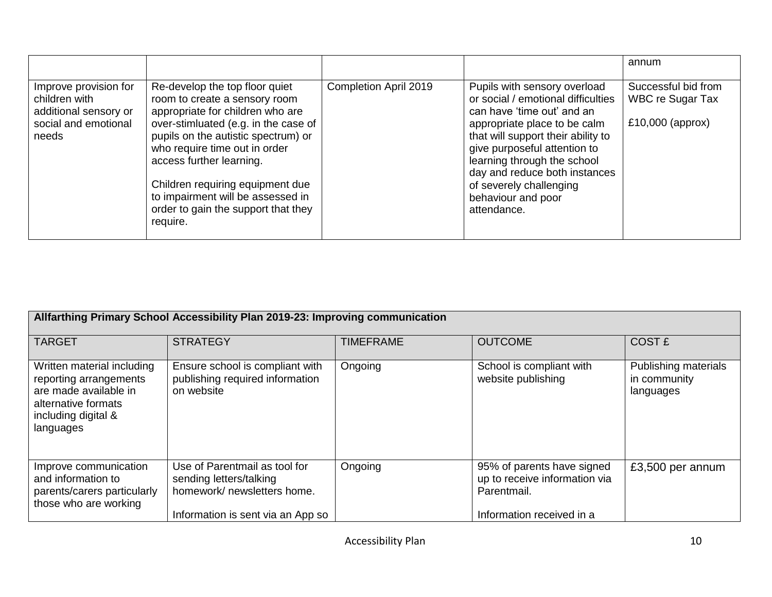| | | | | annum |
|---|---|---|---|---|
| Improve provision for children with additional sensory or social and emotional needs | Re-develop the top floor quiet room to create a sensory room appropriate for children who are over-stimluated (e.g. in the case of pupils on the autistic spectrum) or who require time out in order access further learning.<br><br>Children requiring equipment due to impairment will be assessed in order to gain the support that they require. | Completion April 2019 | Pupils with sensory overload or social / emotional difficulties can have 'time out' and an appropriate place to be calm that will support their ability to give purposeful attention to learning through the school day and reduce both instances of severely challenging behaviour and poor attendance. | Successful bid from WBC re Sugar Tax<br><br>£10,000 (approx) |

| **Allfarthing Primary School Accessibility Plan 2019-23: Improving communication** | | | | |
|---|---|---|---|---|
| TARGET | STRATEGY | TIMEFRAME | OUTCOME | COST £ |
| Written material including reporting arrangements are made available in alternative formats including digital & languages | Ensure school is compliant with publishing required information on website | Ongoing | School is compliant with website publishing | Publishing materials in community languages |
| Improve communication and information to parents/carers particularly those who are working | Use of Parentmail as tool for sending letters/talking homework/ newsletters home.<br><br>Information is sent via an App so | Ongoing | 95% of parents have signed up to receive information via Parentmail.<br><br>Information received in a | £3,500 per annum |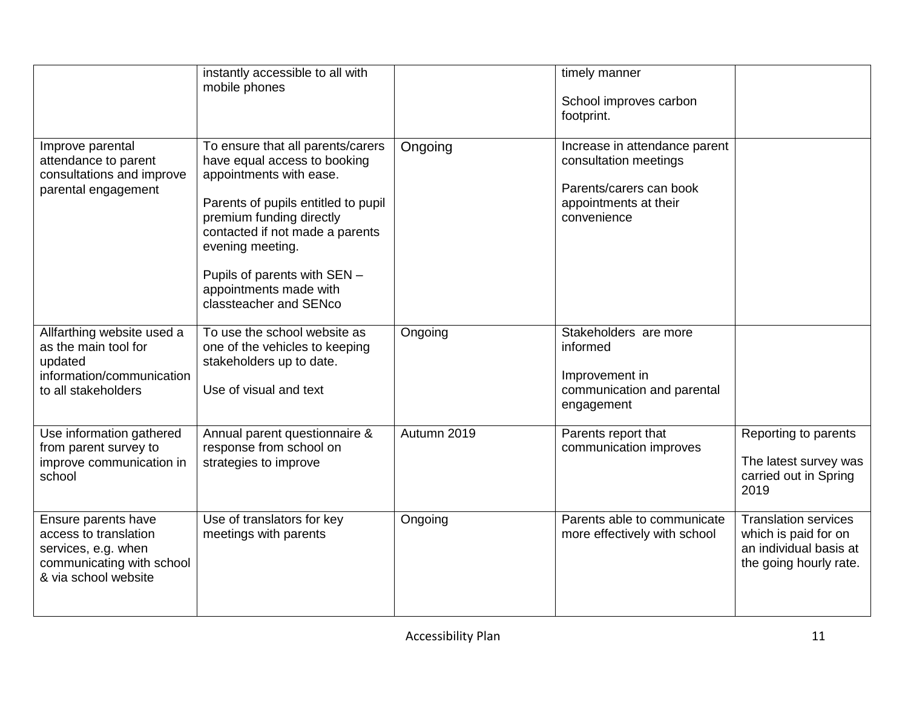| | | | | |
|---|---|---|---|---|
| | instantly accessible to all with mobile phones | | timely manner<br><br>School improves carbon footprint. | |
| Improve parental attendance to parent consultations and improve parental engagement | To ensure that all parents/carers have equal access to booking appointments with ease.<br><br>Parents of pupils entitled to pupil premium funding directly contacted if not made a parents evening meeting.<br><br>Pupils of parents with SEN – appointments made with classteacher and SENco | Ongoing | Increase in attendance parent consultation meetings<br><br>Parents/carers can book appointments at their convenience | |
| Allfarthing website used a as the main tool for updated information/communication to all stakeholders | To use the school website as one of the vehicles to keeping stakeholders up to date.<br><br>Use of visual and text | Ongoing | Stakeholders are more informed<br><br>Improvement in communication and parental engagement | |
| Use information gathered from parent survey to improve communication in school | Annual parent questionnaire & response from school on strategies to improve | Autumn 2019 | Parents report that communication improves | Reporting to parents<br><br>The latest survey was carried out in Spring 2019 |
| Ensure parents have access to translation services, e.g. when communicating with school & via school website | Use of translators for key meetings with parents | Ongoing | Parents able to communicate more effectively with school | Translation services which is paid for on an individual basis at the going hourly rate. |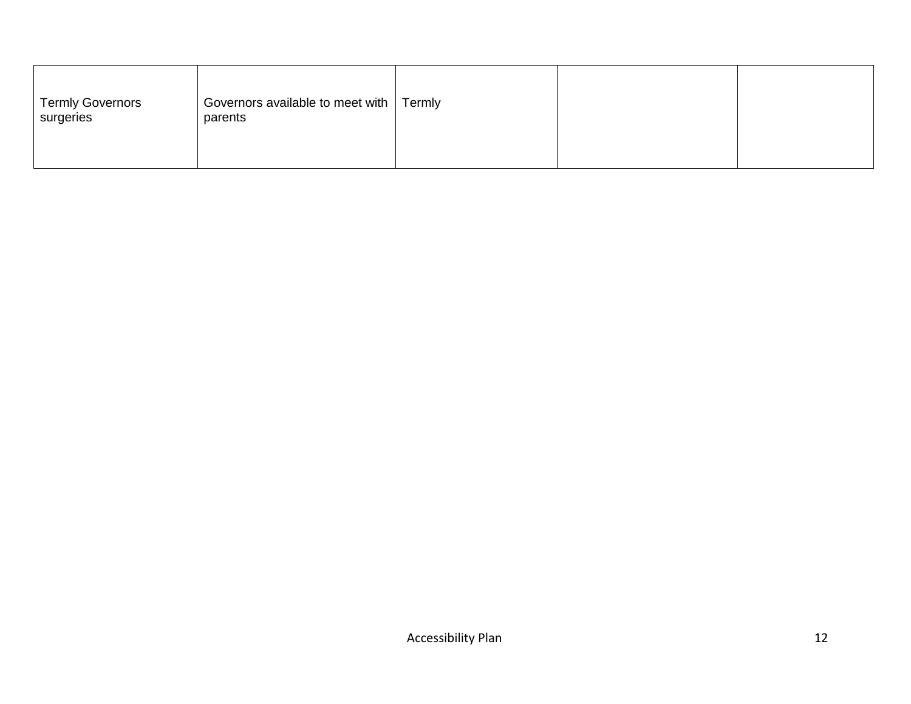| | | | | |
|---|---|---|---|---|
| Termly Governors surgeries | Governors available to meet with parents | Termly | | |